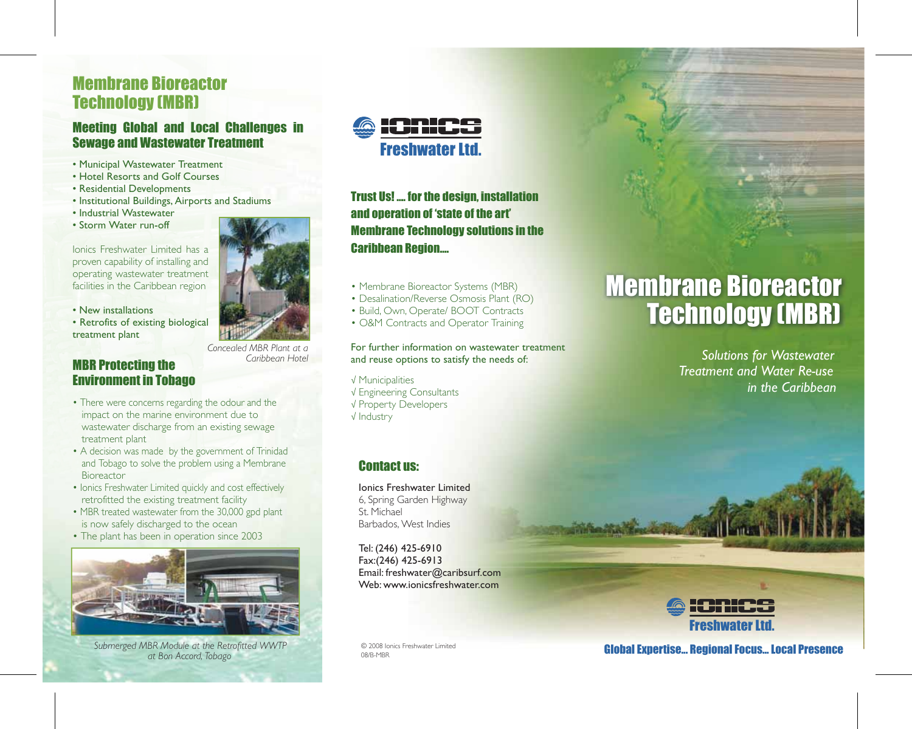# Membrane Bioreactor Technology (MBR)

## Meeting Global and Local Challenges in Sewage and Wastewater Treatment

- Municipal Wastewater Treatment
- Hotel Resorts and Golf Courses
- Residential Developments
- Institutional Buildings, Airports and Stadiums
- Industrial Wastewater
- Storm Water run-off

Ionics Freshwater Limited has a proven capability of installing and operating wastewater treatment facilities in the Caribbean region

- New installations
- Retrofits of existing biological treatment plant

*Concealed MBR Plant at a Caribbean Hotel*

## MBR Protecting the Environment in Tobago

- There were concerns regarding the odour and the impact on the marine environment due to wastewater discharge from an existing sewage treatment plant
- A decision was made by the government of Trinidad and Tobago to solve the problem using a Membrane Bioreactor
- Ionics Freshwater Limited quickly and cost effectively retrofitted the existing treatment facility
- MBR treated wastewater from the 30,000 gpd plant is now safely discharged to the ocean
- The plant has been in operation since 2003

*Submerged MBR Module at the Retrofitted WWTP at Bon Accord, Tobago*

IONICS Freshwater Ltd.

**Trust Us! .... for the design, installation and operation of 'state of the art' Membrane Technology solutions in the Caribbean Region....**

- Membrane Bioreactor Systems (MBR)
- Desalination/Reverse Osmosis Plant (RO)
- Build, Own, Operate/ BOOT Contracts
- O&M Contracts and Operator Training

For further information on wastewater treatment and reuse options to satisfy the needs of:

√ Municipalities
√ Engineering Consultants
√ Property Developers
√ Industry

## Contact us:

Ionics Freshwater Limited
6, Spring Garden Highway
St. Michael
Barbados, West Indies

Tel: (246) 425-6910
Fax:(246) 425-6913
Email: freshwater@caribsurf.com
Web: www.ionicsfreshwater.com

© 2008 Ionics Freshwater Limited
08/B-MBR

# Membrane Bioreactor Technology (MBR)

*Solutions for Wastewater Treatment and Water Re-use in the Caribbean*

IONICS Freshwater Ltd.

**Global Expertise... Regional Focus... Local Presence**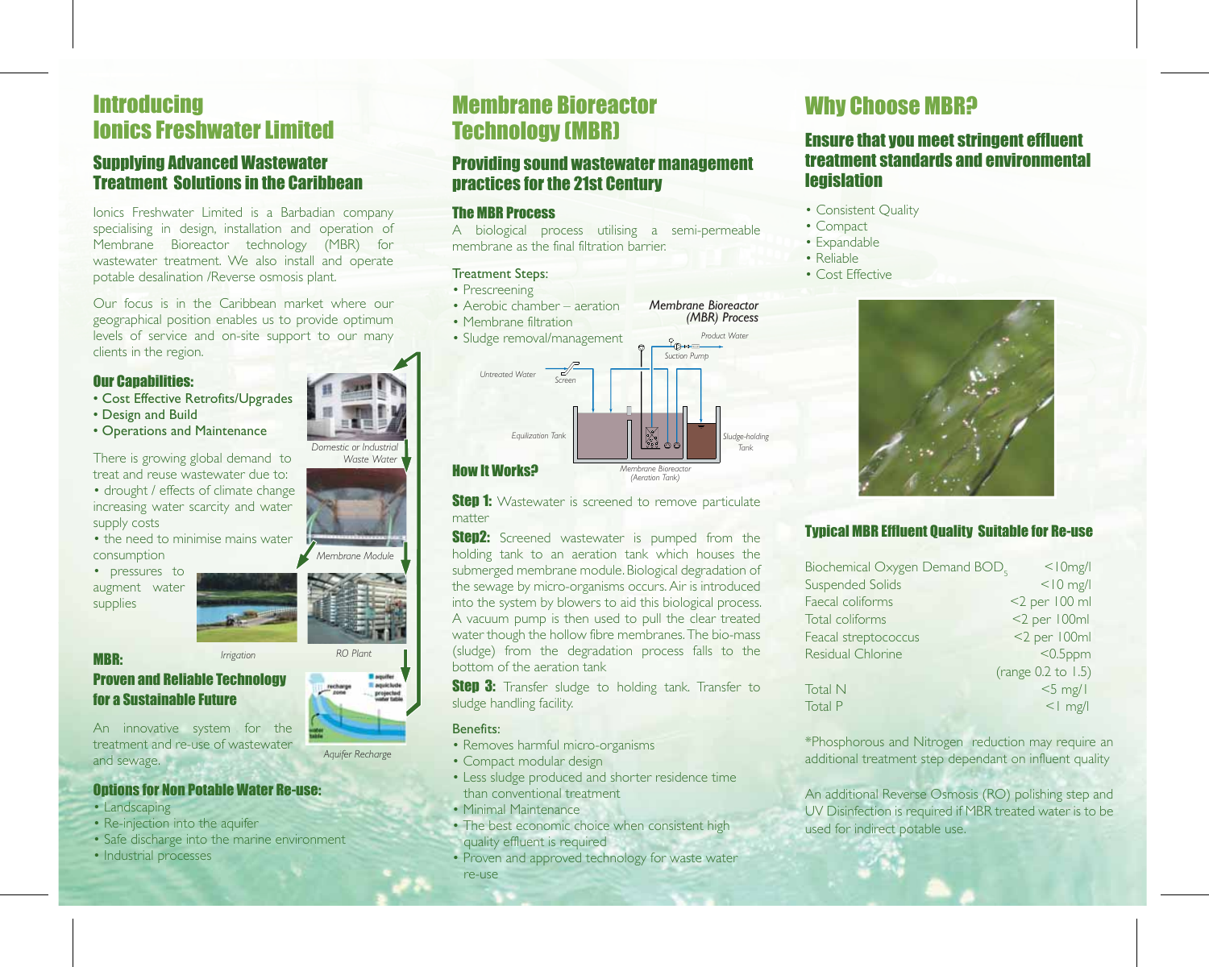# Introducing Ionics Freshwater Limited

## Supplying Advanced Wastewater Treatment Solutions in the Caribbean

Ionics Freshwater Limited is a Barbadian company specialising in design, installation and operation of Membrane Bioreactor technology (MBR) for wastewater treatment. We also install and operate potable desalination /Reverse osmosis plant.

Our focus is in the Caribbean market where our geographical position enables us to provide optimum levels of service and on-site support to our many clients in the region.

### Our Capabilities:

- Cost Effective Retrofits/Upgrades
- Design and Build
- Operations and Maintenance

There is growing global demand to treat and reuse wastewater due to:

- drought / effects of climate change increasing water scarcity and water supply costs
- the need to minimise mains water consumption
- pressures to augment water supplies

Domestic or Industrial Waste Water

Membrane Module

Irrigation

RO Plant

Aquifer Recharge

### MBR:

## Proven and Reliable Technology for a Sustainable Future

An innovative system for the treatment and re-use of wastewater and sewage.

### Options for Non Potable Water Re-use:

- Landscaping
- Re-injection into the aquifer
- Safe discharge into the marine environment
- Industrial processes

# Membrane Bioreactor Technology (MBR)

## Providing sound wastewater management practices for the 21st Century

### The MBR Process

A biological process utilising a semi-permeable membrane as the final filtration barrier.

Treatment Steps:

- Prescreening
- Aerobic chamber – aeration
- Membrane filtration
- Sludge removal/management

*Membrane Bioreactor (MBR) Process*

Untreated Water, Screen, Equilization Tank, Membrane Bioreactor (Aeration Tank), Suction Pump, Product Water, Sludge-holding Tank

### How It Works?

**Step 1:** Wastewater is screened to remove particulate matter

**Step2:** Screened wastewater is pumped from the holding tank to an aeration tank which houses the submerged membrane module. Biological degradation of the sewage by micro-organisms occurs. Air is introduced into the system by blowers to aid this biological process. A vacuum pump is then used to pull the clear treated water though the hollow fibre membranes. The bio-mass (sludge) from the degradation process falls to the bottom of the aeration tank

**Step 3:** Transfer sludge to holding tank. Transfer to sludge handling facility.

Benefits:

- Removes harmful micro-organisms
- Compact modular design
- Less sludge produced and shorter residence time than conventional treatment
- Minimal Maintenance
- The best economic choice when consistent high quality effluent is required
- Proven and approved technology for waste water re-use

# Why Choose MBR?

## Ensure that you meet stringent effluent treatment standards and environmental legislation

- Consistent Quality
- Compact
- Expandable
- Reliable
- Cost Effective

### Typical MBR Effluent Quality Suitable for Re-use

| | |
|---|---|
| Biochemical Oxygen Demand $BOD_5$ | <10mg/l |
| Suspended Solids | <10 mg/l |
| Faecal coliforms | <2 per 100 ml |
| Total coliforms | <2 per 100ml |
| Feacal streptococcus | <2 per 100ml |
| Residual Chlorine | <0.5ppm (range 0.2 to 1.5) |
| Total N | <5 mg/l |
| Total P | <1 mg/l |

*Phosphorous and Nitrogen reduction may require an additional treatment step dependant on influent quality

An additional Reverse Osmosis (RO) polishing step and UV Disinfection is required if MBR treated water is to be used for indirect potable use.